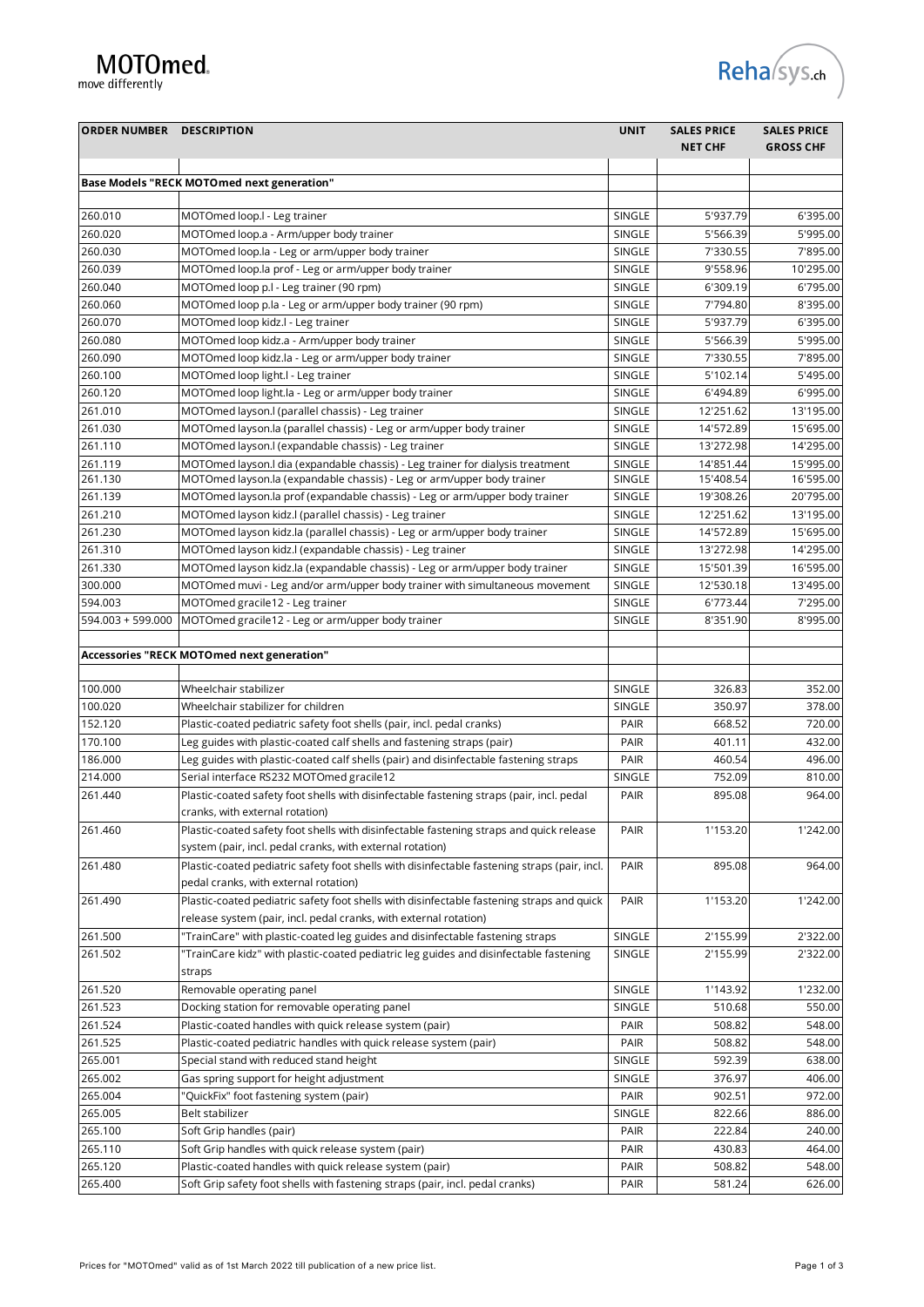MOTOmed
move differently

Reha/sys.ch

| ORDER NUMBER | DESCRIPTION | UNIT | SALES PRICE NET CHF | SALES PRICE GROSS CHF |
|---|---|---|---|---|
| **Base Models "RECK MOTOmed next generation"** | | | | |
| 260.010 | MOTOmed loop.l - Leg trainer | SINGLE | 5'937.79 | 6'395.00 |
| 260.020 | MOTOmed loop.a - Arm/upper body trainer | SINGLE | 5'566.39 | 5'995.00 |
| 260.030 | MOTOmed loop.la - Leg or arm/upper body trainer | SINGLE | 7'330.55 | 7'895.00 |
| 260.039 | MOTOmed loop.la prof - Leg or arm/upper body trainer | SINGLE | 9'558.96 | 10'295.00 |
| 260.040 | MOTOmed loop p.l - Leg trainer (90 rpm) | SINGLE | 6'309.19 | 6'795.00 |
| 260.060 | MOTOmed loop p.la - Leg or arm/upper body trainer (90 rpm) | SINGLE | 7'794.80 | 8'395.00 |
| 260.070 | MOTOmed loop kidz.l - Leg trainer | SINGLE | 5'937.79 | 6'395.00 |
| 260.080 | MOTOmed loop kidz.a - Arm/upper body trainer | SINGLE | 5'566.39 | 5'995.00 |
| 260.090 | MOTOmed loop kidz.la - Leg or arm/upper body trainer | SINGLE | 7'330.55 | 7'895.00 |
| 260.100 | MOTOmed loop light.l - Leg trainer | SINGLE | 5'102.14 | 5'495.00 |
| 260.120 | MOTOmed loop light.la - Leg or arm/upper body trainer | SINGLE | 6'494.89 | 6'995.00 |
| 261.010 | MOTOmed layson.l (parallel chassis) - Leg trainer | SINGLE | 12'251.62 | 13'195.00 |
| 261.030 | MOTOmed layson.la (parallel chassis) - Leg or arm/upper body trainer | SINGLE | 14'572.89 | 15'695.00 |
| 261.110 | MOTOmed layson.l (expandable chassis) - Leg trainer | SINGLE | 13'272.98 | 14'295.00 |
| 261.119 | MOTOmed layson.l dia (expandable chassis) - Leg trainer for dialysis treatment | SINGLE | 14'851.44 | 15'995.00 |
| 261.130 | MOTOmed layson.la (expandable chassis) - Leg or arm/upper body trainer | SINGLE | 15'408.54 | 16'595.00 |
| 261.139 | MOTOmed layson.la prof (expandable chassis) - Leg or arm/upper body trainer | SINGLE | 19'308.26 | 20'795.00 |
| 261.210 | MOTOmed layson kidz.l (parallel chassis) - Leg trainer | SINGLE | 12'251.62 | 13'195.00 |
| 261.230 | MOTOmed layson kidz.la (parallel chassis) - Leg or arm/upper body trainer | SINGLE | 14'572.89 | 15'695.00 |
| 261.310 | MOTOmed layson kidz.l (expandable chassis) - Leg trainer | SINGLE | 13'272.98 | 14'295.00 |
| 261.330 | MOTOmed layson kidz.la (expandable chassis) - Leg or arm/upper body trainer | SINGLE | 15'501.39 | 16'595.00 |
| 300.000 | MOTOmed muvi - Leg and/or arm/upper body trainer with simultaneous movement | SINGLE | 12'530.18 | 13'495.00 |
| 594.003 | MOTOmed gracile12 - Leg trainer | SINGLE | 6'773.44 | 7'295.00 |
| 594.003 + 599.000 | MOTOmed gracile12 - Leg or arm/upper body trainer | SINGLE | 8'351.90 | 8'995.00 |
| **Accessories "RECK MOTOmed next generation"** | | | | |
| 100.000 | Wheelchair stabilizer | SINGLE | 326.83 | 352.00 |
| 100.020 | Wheelchair stabilizer for children | SINGLE | 350.97 | 378.00 |
| 152.120 | Plastic-coated pediatric safety foot shells (pair, incl. pedal cranks) | PAIR | 668.52 | 720.00 |
| 170.100 | Leg guides with plastic-coated calf shells and fastening straps (pair) | PAIR | 401.11 | 432.00 |
| 186.000 | Leg guides with plastic-coated calf shells (pair) and disinfectable fastening straps | PAIR | 460.54 | 496.00 |
| 214.000 | Serial interface RS232 MOTOmed gracile12 | SINGLE | 752.09 | 810.00 |
| 261.440 | Plastic-coated safety foot shells with disinfectable fastening straps (pair, incl. pedal cranks, with external rotation) | PAIR | 895.08 | 964.00 |
| 261.460 | Plastic-coated safety foot shells with disinfectable fastening straps and quick release system (pair, incl. pedal cranks, with external rotation) | PAIR | 1'153.20 | 1'242.00 |
| 261.480 | Plastic-coated pediatric safety foot shells with disinfectable fastening straps (pair, incl. pedal cranks, with external rotation) | PAIR | 895.08 | 964.00 |
| 261.490 | Plastic-coated pediatric safety foot shells with disinfectable fastening straps and quick release system (pair, incl. pedal cranks, with external rotation) | PAIR | 1'153.20 | 1'242.00 |
| 261.500 | "TrainCare" with plastic-coated leg guides and disinfectable fastening straps | SINGLE | 2'155.99 | 2'322.00 |
| 261.502 | "TrainCare kidz" with plastic-coated pediatric leg guides and disinfectable fastening straps | SINGLE | 2'155.99 | 2'322.00 |
| 261.520 | Removable operating panel | SINGLE | 1'143.92 | 1'232.00 |
| 261.523 | Docking station for removable operating panel | SINGLE | 510.68 | 550.00 |
| 261.524 | Plastic-coated handles with quick release system (pair) | PAIR | 508.82 | 548.00 |
| 261.525 | Plastic-coated pediatric handles with quick release system (pair) | PAIR | 508.82 | 548.00 |
| 265.001 | Special stand with reduced stand height | SINGLE | 592.39 | 638.00 |
| 265.002 | Gas spring support for height adjustment | SINGLE | 376.97 | 406.00 |
| 265.004 | "QuickFix" foot fastening system (pair) | PAIR | 902.51 | 972.00 |
| 265.005 | Belt stabilizer | SINGLE | 822.66 | 886.00 |
| 265.100 | Soft Grip handles (pair) | PAIR | 222.84 | 240.00 |
| 265.110 | Soft Grip handles with quick release system (pair) | PAIR | 430.83 | 464.00 |
| 265.120 | Plastic-coated handles with quick release system (pair) | PAIR | 508.82 | 548.00 |
| 265.400 | Soft Grip safety foot shells with fastening straps (pair, incl. pedal cranks) | PAIR | 581.24 | 626.00 |

Prices for "MOTOmed" valid as of 1st March 2022 till publication of a new price list.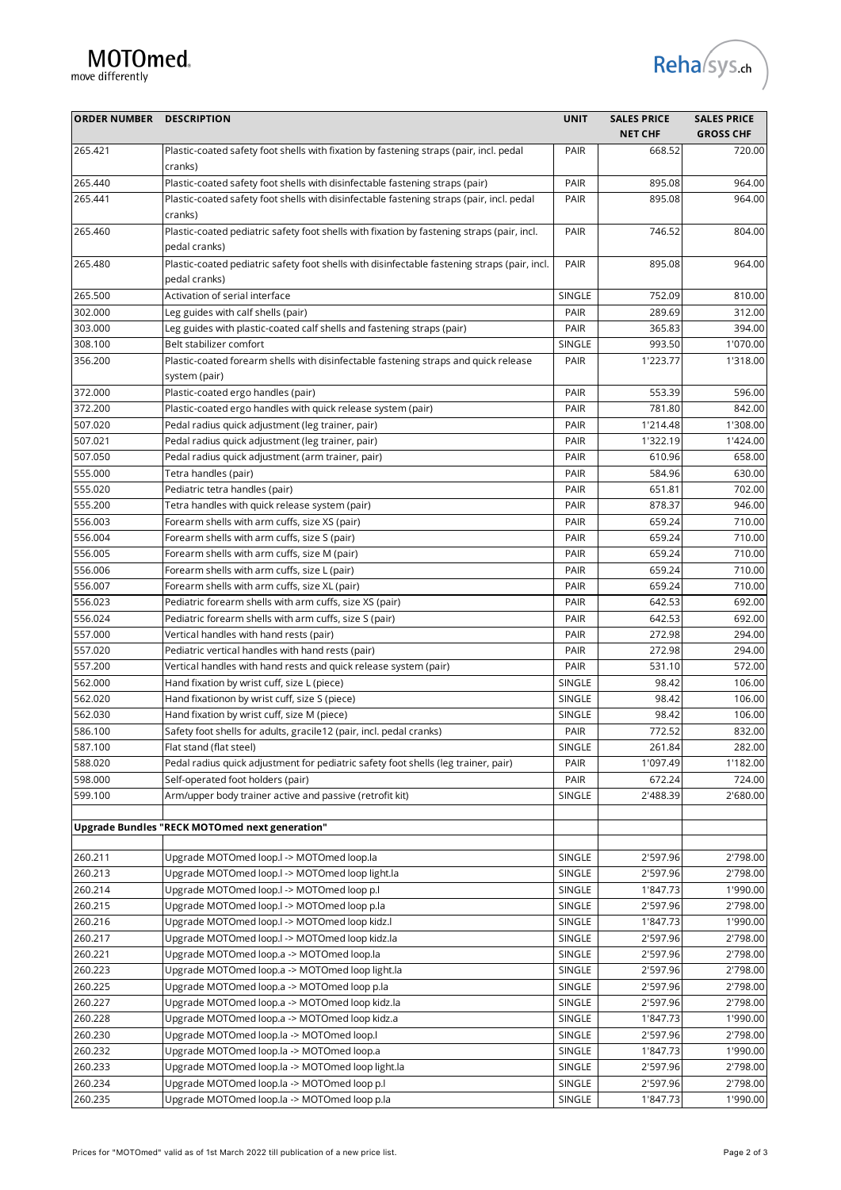| ORDER NUMBER | DESCRIPTION | UNIT | SALES PRICE NET CHF | SALES PRICE GROSS CHF |
|---|---|---|---|---|
| 265.421 | Plastic-coated safety foot shells with fixation by fastening straps (pair, incl. pedal cranks) | PAIR | 668.52 | 720.00 |
| 265.440 | Plastic-coated safety foot shells with disinfectable fastening straps (pair) | PAIR | 895.08 | 964.00 |
| 265.441 | Plastic-coated safety foot shells with disinfectable fastening straps (pair, incl. pedal cranks) | PAIR | 895.08 | 964.00 |
| 265.460 | Plastic-coated pediatric safety foot shells with fixation by fastening straps (pair, incl. pedal cranks) | PAIR | 746.52 | 804.00 |
| 265.480 | Plastic-coated pediatric safety foot shells with disinfectable fastening straps (pair, incl. pedal cranks) | PAIR | 895.08 | 964.00 |
| 265.500 | Activation of serial interface | SINGLE | 752.09 | 810.00 |
| 302.000 | Leg guides with calf shells (pair) | PAIR | 289.69 | 312.00 |
| 303.000 | Leg guides with plastic-coated calf shells and fastening straps (pair) | PAIR | 365.83 | 394.00 |
| 308.100 | Belt stabilizer comfort | SINGLE | 993.50 | 1'070.00 |
| 356.200 | Plastic-coated forearm shells with disinfectable fastening straps and quick release system (pair) | PAIR | 1'223.77 | 1'318.00 |
| 372.000 | Plastic-coated ergo handles (pair) | PAIR | 553.39 | 596.00 |
| 372.200 | Plastic-coated ergo handles with quick release system (pair) | PAIR | 781.80 | 842.00 |
| 507.020 | Pedal radius quick adjustment (leg trainer, pair) | PAIR | 1'214.48 | 1'308.00 |
| 507.021 | Pedal radius quick adjustment (leg trainer, pair) | PAIR | 1'322.19 | 1'424.00 |
| 507.050 | Pedal radius quick adjustment (arm trainer, pair) | PAIR | 610.96 | 658.00 |
| 555.000 | Tetra handles (pair) | PAIR | 584.96 | 630.00 |
| 555.020 | Pediatric tetra handles (pair) | PAIR | 651.81 | 702.00 |
| 555.200 | Tetra handles with quick release system (pair) | PAIR | 878.37 | 946.00 |
| 556.003 | Forearm shells with arm cuffs, size XS (pair) | PAIR | 659.24 | 710.00 |
| 556.004 | Forearm shells with arm cuffs, size S (pair) | PAIR | 659.24 | 710.00 |
| 556.005 | Forearm shells with arm cuffs, size M (pair) | PAIR | 659.24 | 710.00 |
| 556.006 | Forearm shells with arm cuffs, size L (pair) | PAIR | 659.24 | 710.00 |
| 556.007 | Forearm shells with arm cuffs, size XL (pair) | PAIR | 659.24 | 710.00 |
| 556.023 | Pediatric forearm shells with arm cuffs, size XS (pair) | PAIR | 642.53 | 692.00 |
| 556.024 | Pediatric forearm shells with arm cuffs, size S (pair) | PAIR | 642.53 | 692.00 |
| 557.000 | Vertical handles with hand rests (pair) | PAIR | 272.98 | 294.00 |
| 557.020 | Pediatric vertical handles with hand rests (pair) | PAIR | 272.98 | 294.00 |
| 557.200 | Vertical handles with hand rests and quick release system (pair) | PAIR | 531.10 | 572.00 |
| 562.000 | Hand fixation by wrist cuff, size L (piece) | SINGLE | 98.42 | 106.00 |
| 562.020 | Hand fixationon by wrist cuff, size S (piece) | SINGLE | 98.42 | 106.00 |
| 562.030 | Hand fixation by wrist cuff, size M (piece) | SINGLE | 98.42 | 106.00 |
| 586.100 | Safety foot shells for adults, gracile12 (pair, incl. pedal cranks) | PAIR | 772.52 | 832.00 |
| 587.100 | Flat stand (flat steel) | SINGLE | 261.84 | 282.00 |
| 588.020 | Pedal radius quick adjustment for pediatric safety foot shells (leg trainer, pair) | PAIR | 1'097.49 | 1'182.00 |
| 598.000 | Self-operated foot holders (pair) | PAIR | 672.24 | 724.00 |
| 599.100 | Arm/upper body trainer active and passive (retrofit kit) | SINGLE | 2'488.39 | 2'680.00 |
| | | | | |
| **Upgrade Bundles "RECK MOTOmed next generation"** | | | | |
| | | | | |
| 260.211 | Upgrade MOTOmed loop.l -> MOTOmed loop.la | SINGLE | 2'597.96 | 2'798.00 |
| 260.213 | Upgrade MOTOmed loop.l -> MOTOmed loop light.la | SINGLE | 2'597.96 | 2'798.00 |
| 260.214 | Upgrade MOTOmed loop.l -> MOTOmed loop p.l | SINGLE | 1'847.73 | 1'990.00 |
| 260.215 | Upgrade MOTOmed loop.l -> MOTOmed loop p.la | SINGLE | 2'597.96 | 2'798.00 |
| 260.216 | Upgrade MOTOmed loop.l -> MOTOmed loop kidz.l | SINGLE | 1'847.73 | 1'990.00 |
| 260.217 | Upgrade MOTOmed loop.l -> MOTOmed loop kidz.la | SINGLE | 2'597.96 | 2'798.00 |
| 260.221 | Upgrade MOTOmed loop.a -> MOTOmed loop.la | SINGLE | 2'597.96 | 2'798.00 |
| 260.223 | Upgrade MOTOmed loop.a -> MOTOmed loop light.la | SINGLE | 2'597.96 | 2'798.00 |
| 260.225 | Upgrade MOTOmed loop.a -> MOTOmed loop p.la | SINGLE | 2'597.96 | 2'798.00 |
| 260.227 | Upgrade MOTOmed loop.a -> MOTOmed loop kidz.la | SINGLE | 2'597.96 | 2'798.00 |
| 260.228 | Upgrade MOTOmed loop.a -> MOTOmed loop kidz.a | SINGLE | 1'847.73 | 1'990.00 |
| 260.230 | Upgrade MOTOmed loop.la -> MOTOmed loop.l | SINGLE | 2'597.96 | 2'798.00 |
| 260.232 | Upgrade MOTOmed loop.la -> MOTOmed loop.a | SINGLE | 1'847.73 | 1'990.00 |
| 260.233 | Upgrade MOTOmed loop.la -> MOTOmed loop light.la | SINGLE | 2'597.96 | 2'798.00 |
| 260.234 | Upgrade MOTOmed loop.la -> MOTOmed loop p.l | SINGLE | 2'597.96 | 2'798.00 |
| 260.235 | Upgrade MOTOmed loop.la -> MOTOmed loop p.la | SINGLE | 1'847.73 | 1'990.00 |

Prices for "MOTOmed" valid as of 1st March 2022 till publication of a new price list.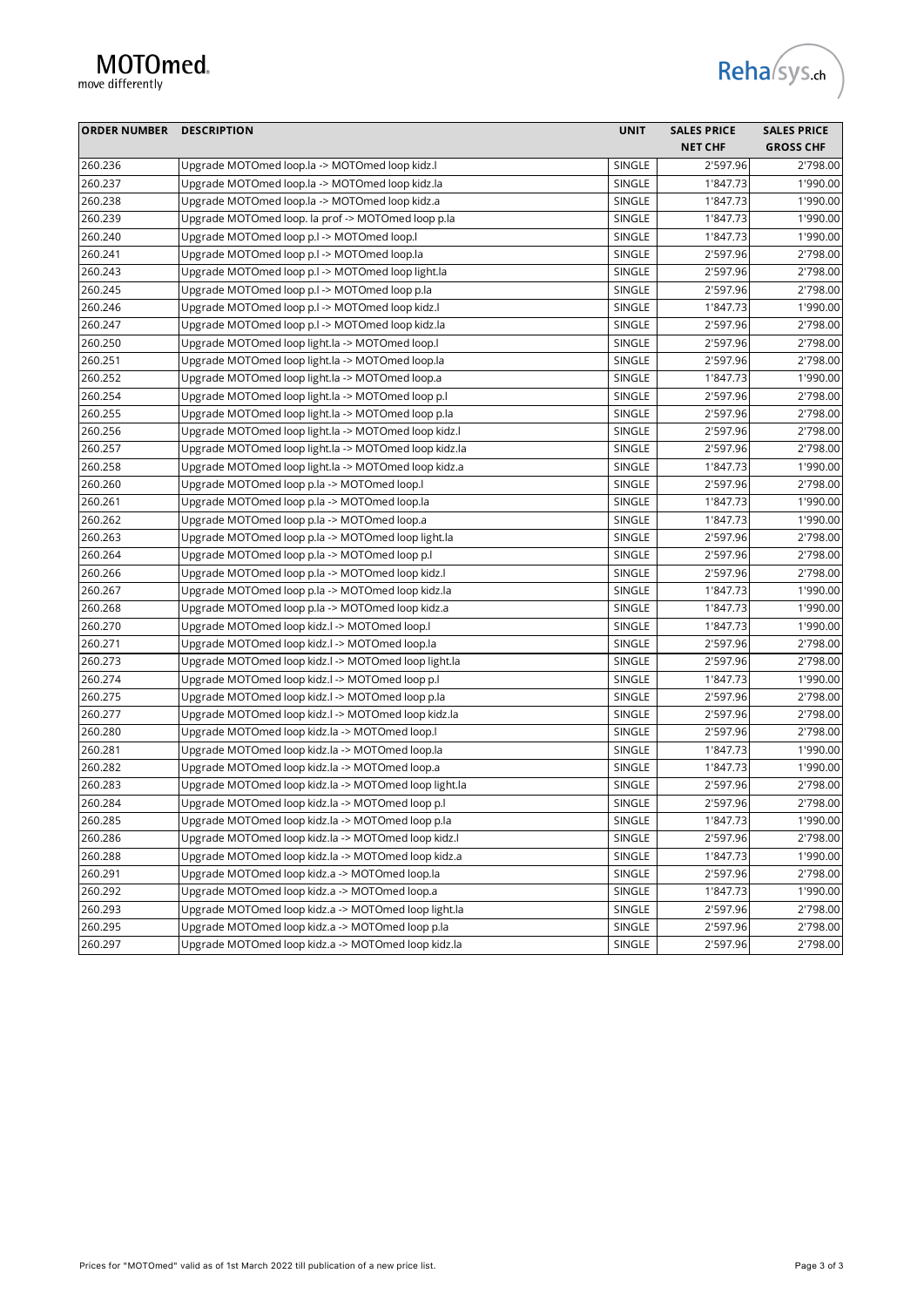| ORDER NUMBER | DESCRIPTION | UNIT | SALES PRICE NET CHF | SALES PRICE GROSS CHF |
|---|---|---|---|---|
| 260.236 | Upgrade MOTOmed loop.la -> MOTOmed loop kidz.l | SINGLE | 2'597.96 | 2'798.00 |
| 260.237 | Upgrade MOTOmed loop.la -> MOTOmed loop kidz.la | SINGLE | 1'847.73 | 1'990.00 |
| 260.238 | Upgrade MOTOmed loop.la -> MOTOmed loop kidz.a | SINGLE | 1'847.73 | 1'990.00 |
| 260.239 | Upgrade MOTOmed loop. la prof -> MOTOmed loop p.la | SINGLE | 1'847.73 | 1'990.00 |
| 260.240 | Upgrade MOTOmed loop p.l -> MOTOmed loop.l | SINGLE | 1'847.73 | 1'990.00 |
| 260.241 | Upgrade MOTOmed loop p.l -> MOTOmed loop.la | SINGLE | 2'597.96 | 2'798.00 |
| 260.243 | Upgrade MOTOmed loop p.l -> MOTOmed loop light.la | SINGLE | 2'597.96 | 2'798.00 |
| 260.245 | Upgrade MOTOmed loop p.l -> MOTOmed loop p.la | SINGLE | 2'597.96 | 2'798.00 |
| 260.246 | Upgrade MOTOmed loop p.l -> MOTOmed loop kidz.l | SINGLE | 1'847.73 | 1'990.00 |
| 260.247 | Upgrade MOTOmed loop p.l -> MOTOmed loop kidz.la | SINGLE | 2'597.96 | 2'798.00 |
| 260.250 | Upgrade MOTOmed loop light.la -> MOTOmed loop.l | SINGLE | 2'597.96 | 2'798.00 |
| 260.251 | Upgrade MOTOmed loop light.la -> MOTOmed loop.la | SINGLE | 2'597.96 | 2'798.00 |
| 260.252 | Upgrade MOTOmed loop light.la -> MOTOmed loop.a | SINGLE | 1'847.73 | 1'990.00 |
| 260.254 | Upgrade MOTOmed loop light.la -> MOTOmed loop p.l | SINGLE | 2'597.96 | 2'798.00 |
| 260.255 | Upgrade MOTOmed loop light.la -> MOTOmed loop p.la | SINGLE | 2'597.96 | 2'798.00 |
| 260.256 | Upgrade MOTOmed loop light.la -> MOTOmed loop kidz.l | SINGLE | 2'597.96 | 2'798.00 |
| 260.257 | Upgrade MOTOmed loop light.la -> MOTOmed loop kidz.la | SINGLE | 2'597.96 | 2'798.00 |
| 260.258 | Upgrade MOTOmed loop light.la -> MOTOmed loop kidz.a | SINGLE | 1'847.73 | 1'990.00 |
| 260.260 | Upgrade MOTOmed loop p.la -> MOTOmed loop.l | SINGLE | 2'597.96 | 2'798.00 |
| 260.261 | Upgrade MOTOmed loop p.la -> MOTOmed loop.la | SINGLE | 1'847.73 | 1'990.00 |
| 260.262 | Upgrade MOTOmed loop p.la -> MOTOmed loop.a | SINGLE | 1'847.73 | 1'990.00 |
| 260.263 | Upgrade MOTOmed loop p.la -> MOTOmed loop light.la | SINGLE | 2'597.96 | 2'798.00 |
| 260.264 | Upgrade MOTOmed loop p.la -> MOTOmed loop p.l | SINGLE | 2'597.96 | 2'798.00 |
| 260.266 | Upgrade MOTOmed loop p.la -> MOTOmed loop kidz.l | SINGLE | 2'597.96 | 2'798.00 |
| 260.267 | Upgrade MOTOmed loop p.la -> MOTOmed loop kidz.la | SINGLE | 1'847.73 | 1'990.00 |
| 260.268 | Upgrade MOTOmed loop p.la -> MOTOmed loop kidz.a | SINGLE | 1'847.73 | 1'990.00 |
| 260.270 | Upgrade MOTOmed loop kidz.l -> MOTOmed loop.l | SINGLE | 1'847.73 | 1'990.00 |
| 260.271 | Upgrade MOTOmed loop kidz.l -> MOTOmed loop.la | SINGLE | 2'597.96 | 2'798.00 |
| 260.273 | Upgrade MOTOmed loop kidz.l -> MOTOmed loop light.la | SINGLE | 2'597.96 | 2'798.00 |
| 260.274 | Upgrade MOTOmed loop kidz.l -> MOTOmed loop p.l | SINGLE | 1'847.73 | 1'990.00 |
| 260.275 | Upgrade MOTOmed loop kidz.l -> MOTOmed loop p.la | SINGLE | 2'597.96 | 2'798.00 |
| 260.277 | Upgrade MOTOmed loop kidz.l -> MOTOmed loop kidz.la | SINGLE | 2'597.96 | 2'798.00 |
| 260.280 | Upgrade MOTOmed loop kidz.la -> MOTOmed loop.l | SINGLE | 2'597.96 | 2'798.00 |
| 260.281 | Upgrade MOTOmed loop kidz.la -> MOTOmed loop.la | SINGLE | 1'847.73 | 1'990.00 |
| 260.282 | Upgrade MOTOmed loop kidz.la -> MOTOmed loop.a | SINGLE | 1'847.73 | 1'990.00 |
| 260.283 | Upgrade MOTOmed loop kidz.la -> MOTOmed loop light.la | SINGLE | 2'597.96 | 2'798.00 |
| 260.284 | Upgrade MOTOmed loop kidz.la -> MOTOmed loop p.l | SINGLE | 2'597.96 | 2'798.00 |
| 260.285 | Upgrade MOTOmed loop kidz.la -> MOTOmed loop p.la | SINGLE | 1'847.73 | 1'990.00 |
| 260.286 | Upgrade MOTOmed loop kidz.la -> MOTOmed loop kidz.l | SINGLE | 2'597.96 | 2'798.00 |
| 260.288 | Upgrade MOTOmed loop kidz.la -> MOTOmed loop kidz.a | SINGLE | 1'847.73 | 1'990.00 |
| 260.291 | Upgrade MOTOmed loop kidz.a -> MOTOmed loop.la | SINGLE | 2'597.96 | 2'798.00 |
| 260.292 | Upgrade MOTOmed loop kidz.a -> MOTOmed loop.a | SINGLE | 1'847.73 | 1'990.00 |
| 260.293 | Upgrade MOTOmed loop kidz.a -> MOTOmed loop light.la | SINGLE | 2'597.96 | 2'798.00 |
| 260.295 | Upgrade MOTOmed loop kidz.a -> MOTOmed loop p.la | SINGLE | 2'597.96 | 2'798.00 |
| 260.297 | Upgrade MOTOmed loop kidz.a -> MOTOmed loop kidz.la | SINGLE | 2'597.96 | 2'798.00 |

Prices for "MOTOmed" valid as of 1st March 2022 till publication of a new price list.